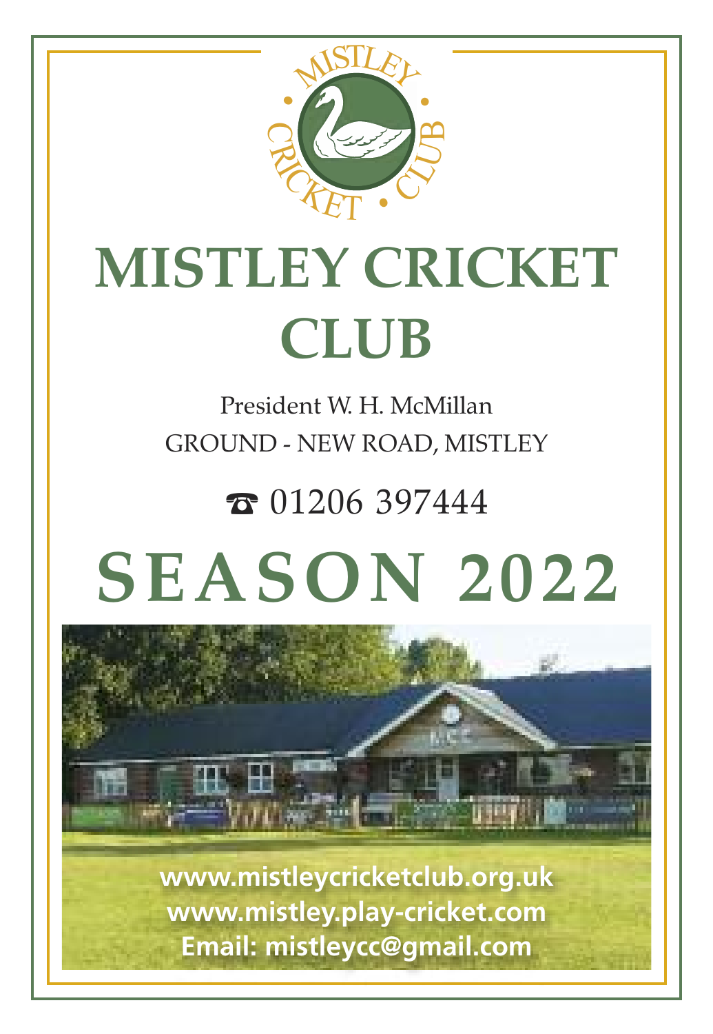# MISTLEY CRICKET CLUB

President W. H. McMillan

GROUND - NEW ROAD, MISTLEY

☎ 01206 397444

# SEASON 2022

**www.mistleycricketclub.org.uk**
**www.mistley.play-cricket.com**
**Email: mistleycc@gmail.com**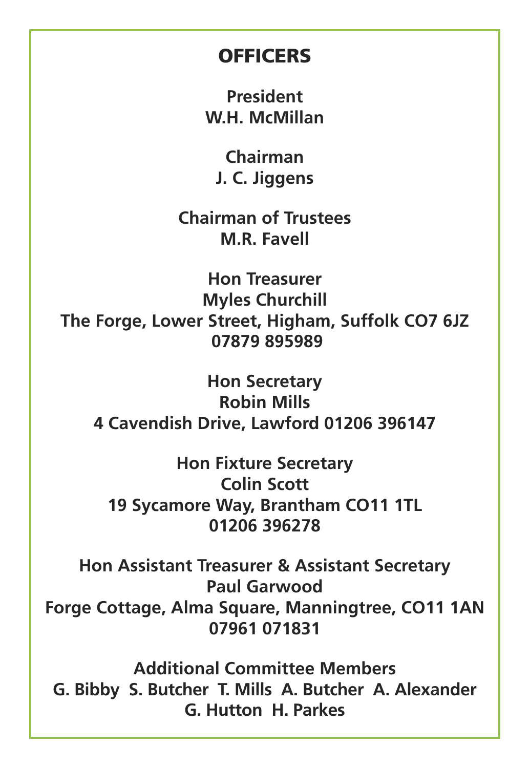# OFFICERS

**President**
**W.H. McMillan**

**Chairman**
**J. C. Jiggens**

**Chairman of Trustees**
**M.R. Favell**

**Hon Treasurer**
**Myles Churchill**
**The Forge, Lower Street, Higham, Suffolk CO7 6JZ**
**07879 895989**

**Hon Secretary**
**Robin Mills**
**4 Cavendish Drive, Lawford 01206 396147**

**Hon Fixture Secretary**
**Colin Scott**
**19 Sycamore Way, Brantham CO11 1TL**
**01206 396278**

**Hon Assistant Treasurer & Assistant Secretary**
**Paul Garwood**
**Forge Cottage, Alma Square, Manningtree, CO11 1AN**
**07961 071831**

**Additional Committee Members**
**G. Bibby S. Butcher T. Mills A. Butcher A. Alexander**
**G. Hutton H. Parkes**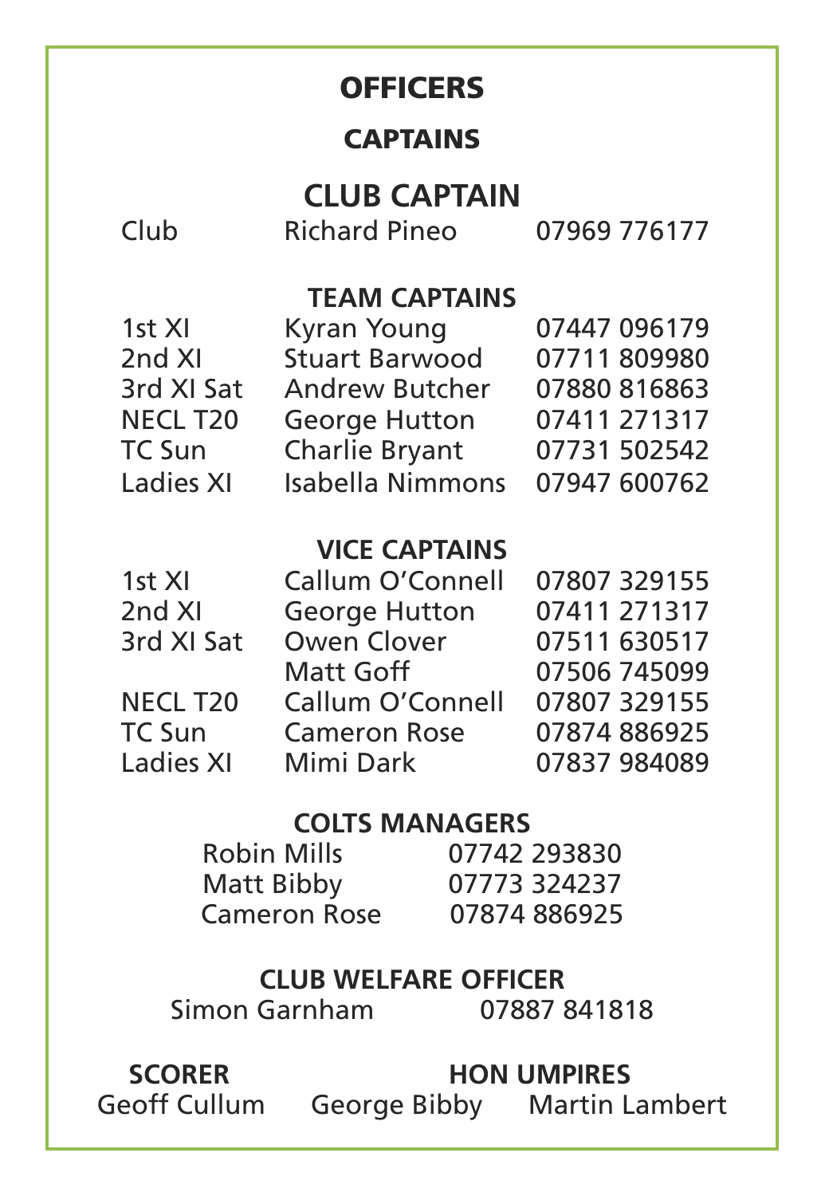# OFFICERS

## CAPTAINS

### CLUB CAPTAIN

| | | |
|---|---|---|
| Club | Richard Pineo | 07969 776177 |

### TEAM CAPTAINS

| | | |
|---|---|---|
| 1st XI | Kyran Young | 07447 096179 |
| 2nd XI | Stuart Barwood | 07711 809980 |
| 3rd XI Sat | Andrew Butcher | 07880 816863 |
| NECL T20 | George Hutton | 07411 271317 |
| TC Sun | Charlie Bryant | 07731 502542 |
| Ladies XI | Isabella Nimmons | 07947 600762 |

### VICE CAPTAINS

| | | |
|---|---|---|
| 1st XI | Callum O'Connell | 07807 329155 |
| 2nd XI | George Hutton | 07411 271317 |
| 3rd XI Sat | Owen Clover | 07511 630517 |
| | Matt Goff | 07506 745099 |
| NECL T20 | Callum O'Connell | 07807 329155 |
| TC Sun | Cameron Rose | 07874 886925 |
| Ladies XI | Mimi Dark | 07837 984089 |

### COLTS MANAGERS

| | |
|---|---|
| Robin Mills | 07742 293830 |
| Matt Bibby | 07773 324237 |
| Cameron Rose | 07874 886925 |

### CLUB WELFARE OFFICER

Simon Garnham 07887 841818

**SCORER**
Geoff Cullum

**HON UMPIRES**
George Bibby Martin Lambert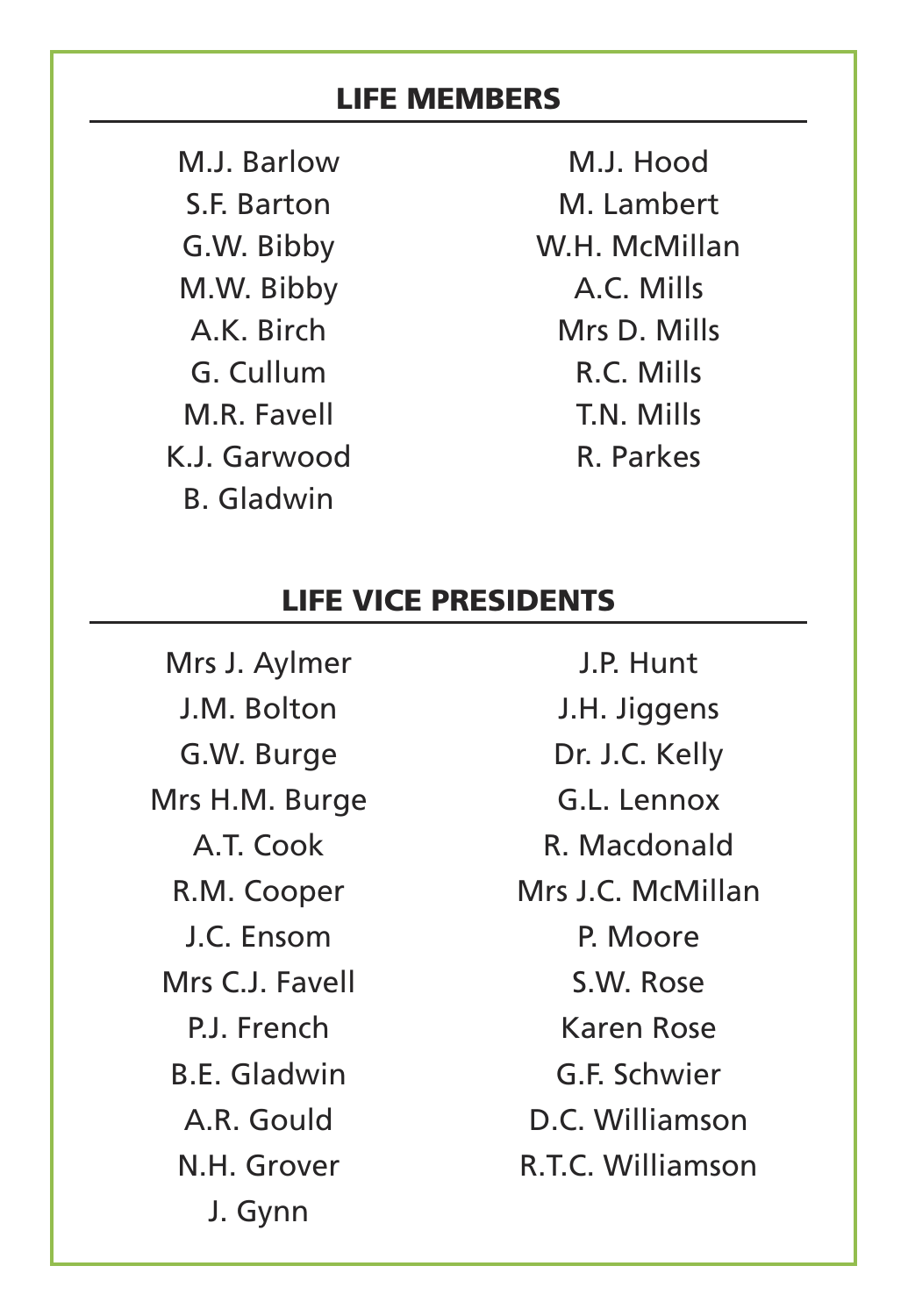## LIFE MEMBERS

M.J. Barlow
S.F. Barton
G.W. Bibby
M.W. Bibby
A.K. Birch
G. Cullum
M.R. Favell
K.J. Garwood
B. Gladwin
M.J. Hood
M. Lambert
W.H. McMillan
A.C. Mills
Mrs D. Mills
R.C. Mills
T.N. Mills
R. Parkes

## LIFE VICE PRESIDENTS

Mrs J. Aylmer
J.M. Bolton
G.W. Burge
Mrs H.M. Burge
A.T. Cook
R.M. Cooper
J.C. Ensom
Mrs C.J. Favell
P.J. French
B.E. Gladwin
A.R. Gould
N.H. Grover
J. Gynn
J.P. Hunt
J.H. Jiggens
Dr. J.C. Kelly
G.L. Lennox
R. Macdonald
Mrs J.C. McMillan
P. Moore
S.W. Rose
Karen Rose
G.F. Schwier
D.C. Williamson
R.T.C. Williamson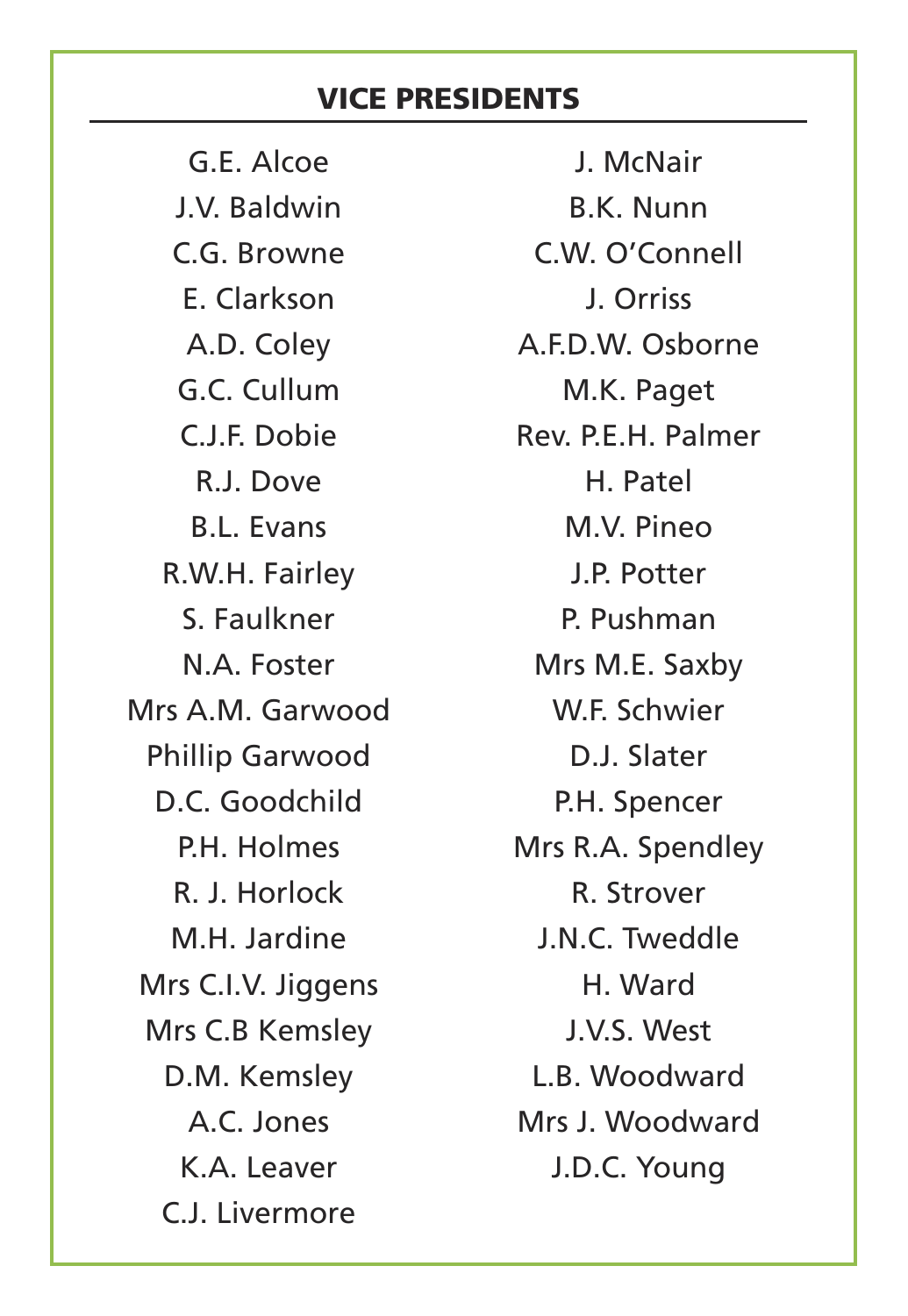## VICE PRESIDENTS

G.E. Alcoe
J.V. Baldwin
C.G. Browne
E. Clarkson
A.D. Coley
G.C. Cullum
C.J.F. Dobie
R.J. Dove
B.L. Evans
R.W.H. Fairley
S. Faulkner
N.A. Foster
Mrs A.M. Garwood
Phillip Garwood
D.C. Goodchild
P.H. Holmes
R. J. Horlock
M.H. Jardine
Mrs C.I.V. Jiggens
Mrs C.B Kemsley
D.M. Kemsley
A.C. Jones
K.A. Leaver
C.J. Livermore
J. McNair
B.K. Nunn
C.W. O'Connell
J. Orriss
A.F.D.W. Osborne
M.K. Paget
Rev. P.E.H. Palmer
H. Patel
M.V. Pineo
J.P. Potter
P. Pushman
Mrs M.E. Saxby
W.F. Schwier
D.J. Slater
P.H. Spencer
Mrs R.A. Spendley
R. Strover
J.N.C. Tweddle
H. Ward
J.V.S. West
L.B. Woodward
Mrs J. Woodward
J.D.C. Young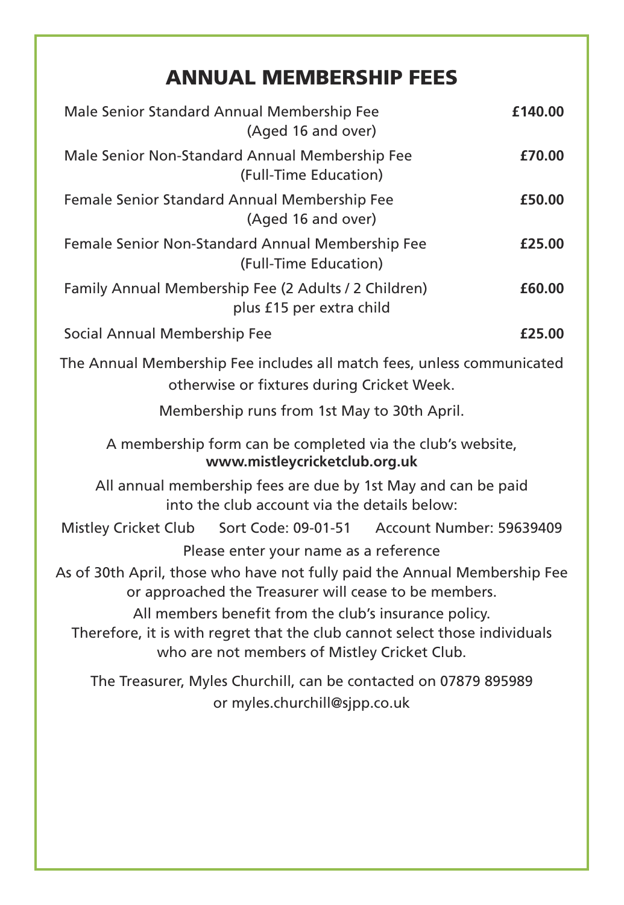# ANNUAL MEMBERSHIP FEES

| Membership | Fee |
|---|---|
| Male Senior Standard Annual Membership Fee (Aged 16 and over) | **£140.00** |
| Male Senior Non-Standard Annual Membership Fee (Full-Time Education) | **£70.00** |
| Female Senior Standard Annual Membership Fee (Aged 16 and over) | **£50.00** |
| Female Senior Non-Standard Annual Membership Fee (Full-Time Education) | **£25.00** |
| Family Annual Membership Fee (2 Adults / 2 Children) plus £15 per extra child | **£60.00** |
| Social Annual Membership Fee | **£25.00** |

The Annual Membership Fee includes all match fees, unless communicated otherwise or fixtures during Cricket Week.

Membership runs from 1st May to 30th April.

A membership form can be completed via the club's website, **www.mistleycricketclub.org.uk**

All annual membership fees are due by 1st May and can be paid into the club account via the details below:

Mistley Cricket Club    Sort Code: 09-01-51    Account Number: 59639409

Please enter your name as a reference

As of 30th April, those who have not fully paid the Annual Membership Fee or approached the Treasurer will cease to be members.

All members benefit from the club's insurance policy.
Therefore, it is with regret that the club cannot select those individuals who are not members of Mistley Cricket Club.

The Treasurer, Myles Churchill, can be contacted on 07879 895989 or myles.churchill@sjpp.co.uk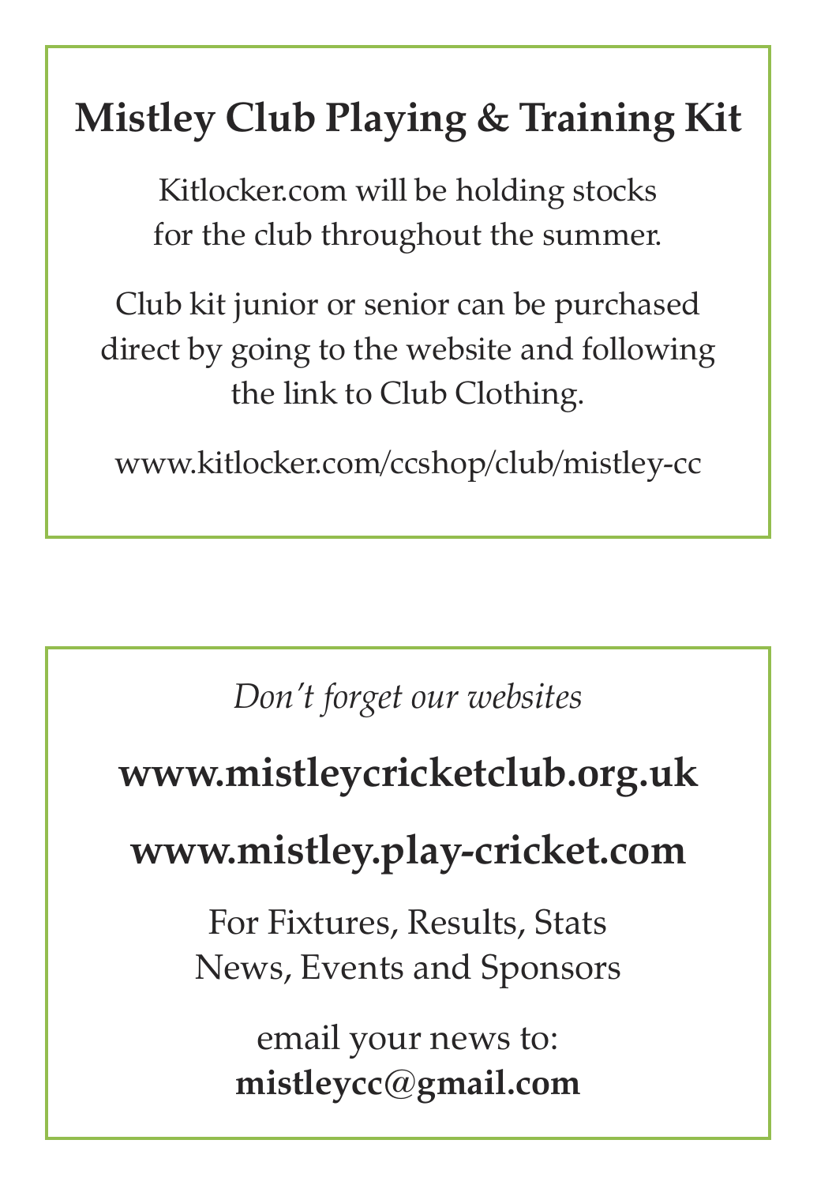## Mistley Club Playing & Training Kit

Kitlocker.com will be holding stocks for the club throughout the summer.

Club kit junior or senior can be purchased direct by going to the website and following the link to Club Clothing.

www.kitlocker.com/ccshop/club/mistley-cc

*Don't forget our websites*

**www.mistleycricketclub.org.uk**

**www.mistley.play-cricket.com**

For Fixtures, Results, Stats News, Events and Sponsors

email your news to:
**mistleycc@gmail.com**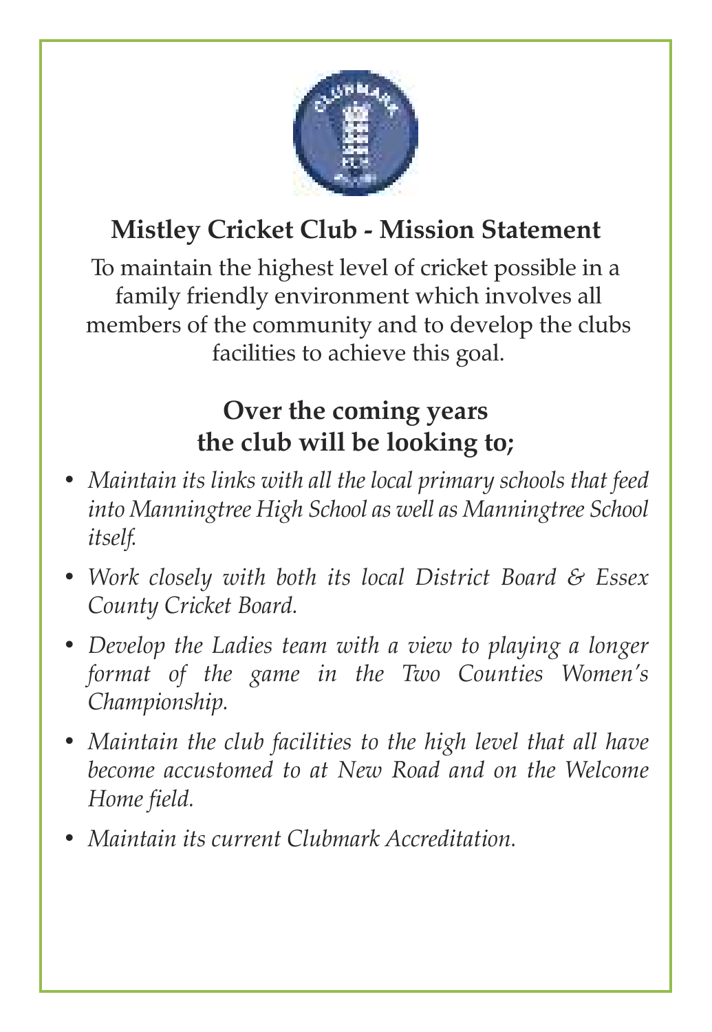## Mistley Cricket Club - Mission Statement

To maintain the highest level of cricket possible in a family friendly environment which involves all members of the community and to develop the clubs facilities to achieve this goal.

## Over the coming years the club will be looking to;

- *Maintain its links with all the local primary schools that feed into Manningtree High School as well as Manningtree School itself.*
- *Work closely with both its local District Board & Essex County Cricket Board.*
- *Develop the Ladies team with a view to playing a longer format of the game in the Two Counties Women's Championship.*
- *Maintain the club facilities to the high level that all have become accustomed to at New Road and on the Welcome Home field.*
- *Maintain its current Clubmark Accreditation.*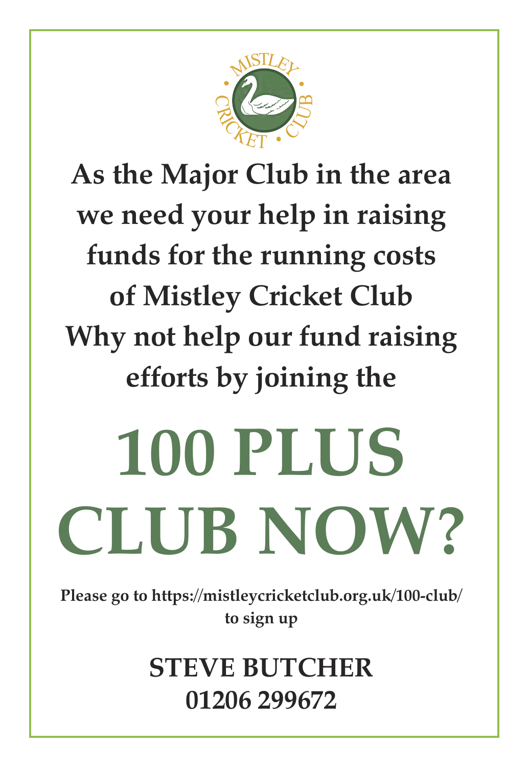**As the Major Club in the area we need your help in raising funds for the running costs of Mistley Cricket Club Why not help our fund raising efforts by joining the**

# 100 PLUS CLUB NOW?

**Please go to https://mistleycricketclub.org.uk/100-club/ to sign up**

**STEVE BUTCHER**
**01206 299672**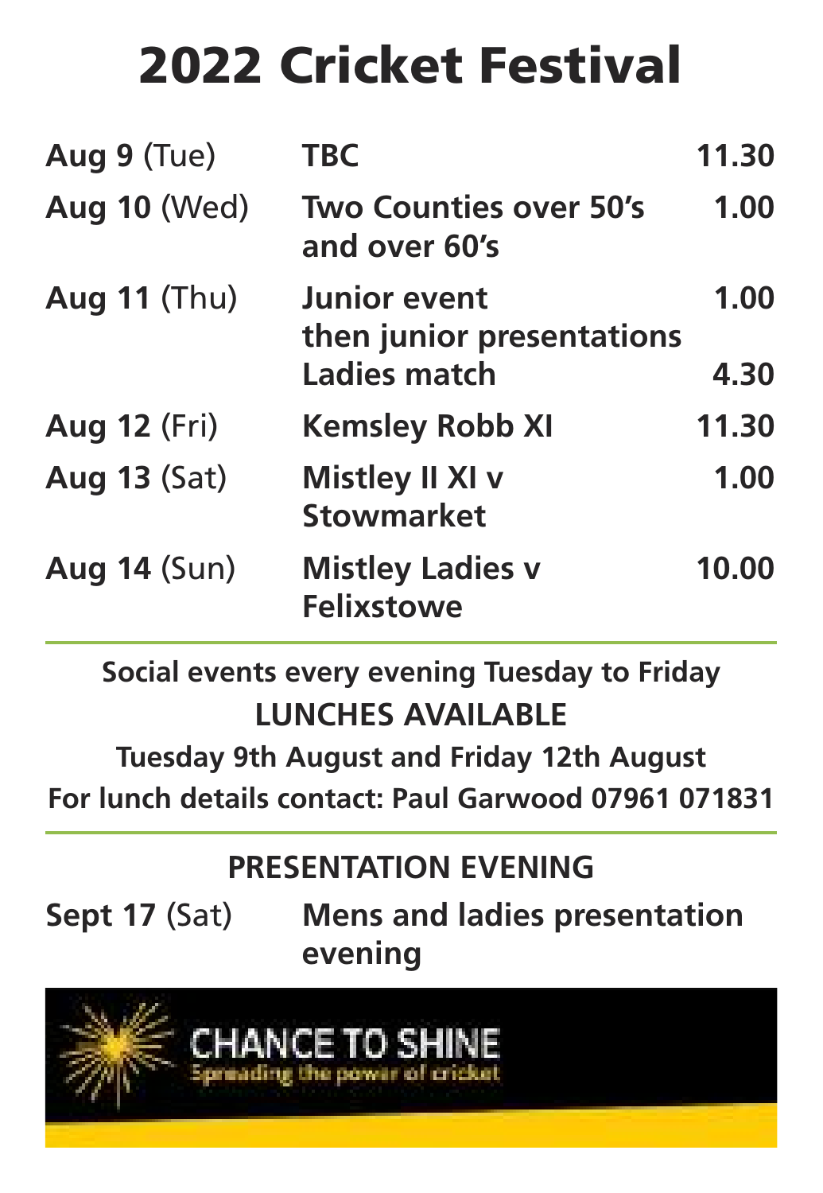# 2022 Cricket Festival

| | | |
|---|---|---|
| **Aug 9** (Tue) | **TBC** | **11.30** |
| **Aug 10** (Wed) | **Two Counties over 50's and over 60's** | **1.00** |
| **Aug 11** (Thu) | **Junior event then junior presentations** | **1.00** |
| | **Ladies match** | **4.30** |
| **Aug 12** (Fri) | **Kemsley Robb XI** | **11.30** |
| **Aug 13** (Sat) | **Mistley II XI v Stowmarket** | **1.00** |
| **Aug 14** (Sun) | **Mistley Ladies v Felixstowe** | **10.00** |

**Social events every evening Tuesday to Friday**

**LUNCHES AVAILABLE**

**Tuesday 9th August and Friday 12th August**

**For lunch details contact: Paul Garwood 07961 071831**

## PRESENTATION EVENING

**Sept 17** (Sat) **Mens and ladies presentation evening**

CHANCE TO SHINE

Spreading the power of cricket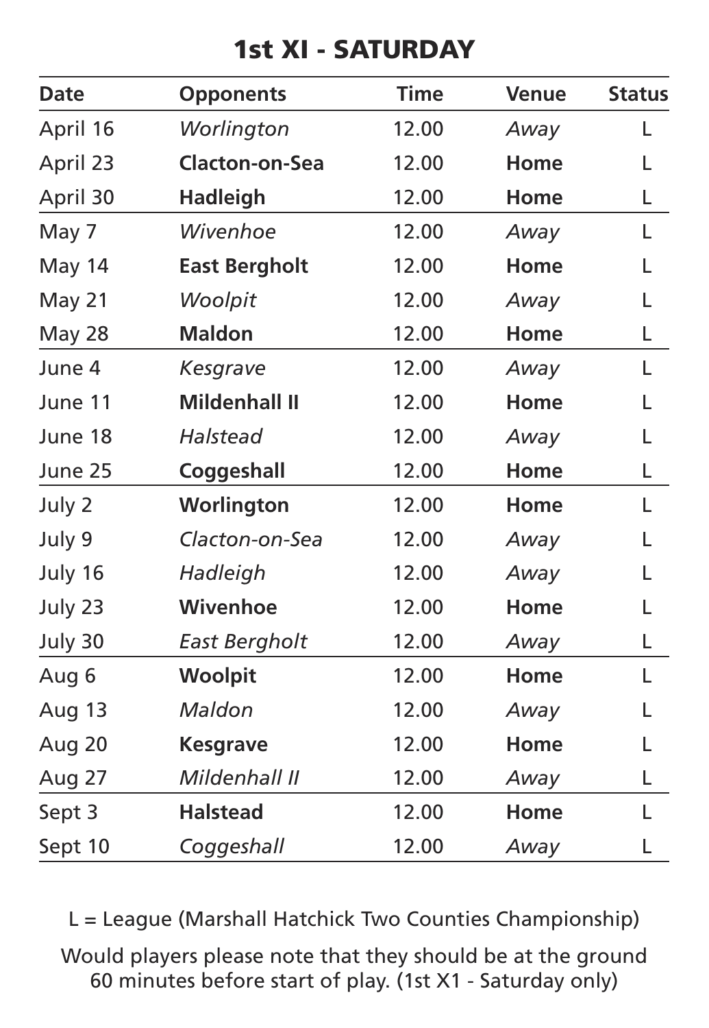# 1st XI - SATURDAY

| Date | Opponents | Time | Venue | Status |
|---|---|---|---|---|
| April 16 | *Worlington* | 12.00 | *Away* | L |
| April 23 | **Clacton-on-Sea** | 12.00 | **Home** | L |
| April 30 | **Hadleigh** | 12.00 | **Home** | L |
| May 7 | *Wivenhoe* | 12.00 | *Away* | L |
| May 14 | **East Bergholt** | 12.00 | **Home** | L |
| May 21 | *Woolpit* | 12.00 | *Away* | L |
| May 28 | **Maldon** | 12.00 | **Home** | L |
| June 4 | *Kesgrave* | 12.00 | *Away* | L |
| June 11 | **Mildenhall II** | 12.00 | **Home** | L |
| June 18 | *Halstead* | 12.00 | *Away* | L |
| June 25 | **Coggeshall** | 12.00 | **Home** | L |
| July 2 | **Worlington** | 12.00 | **Home** | L |
| July 9 | *Clacton-on-Sea* | 12.00 | *Away* | L |
| July 16 | *Hadleigh* | 12.00 | *Away* | L |
| July 23 | **Wivenhoe** | 12.00 | **Home** | L |
| July 30 | *East Bergholt* | 12.00 | *Away* | L |
| Aug 6 | **Woolpit** | 12.00 | **Home** | L |
| Aug 13 | *Maldon* | 12.00 | *Away* | L |
| Aug 20 | **Kesgrave** | 12.00 | **Home** | L |
| Aug 27 | *Mildenhall II* | 12.00 | *Away* | L |
| Sept 3 | **Halstead** | 12.00 | **Home** | L |
| Sept 10 | *Coggeshall* | 12.00 | *Away* | L |

L = League (Marshall Hatchick Two Counties Championship)

Would players please note that they should be at the ground 60 minutes before start of play. (1st X1 - Saturday only)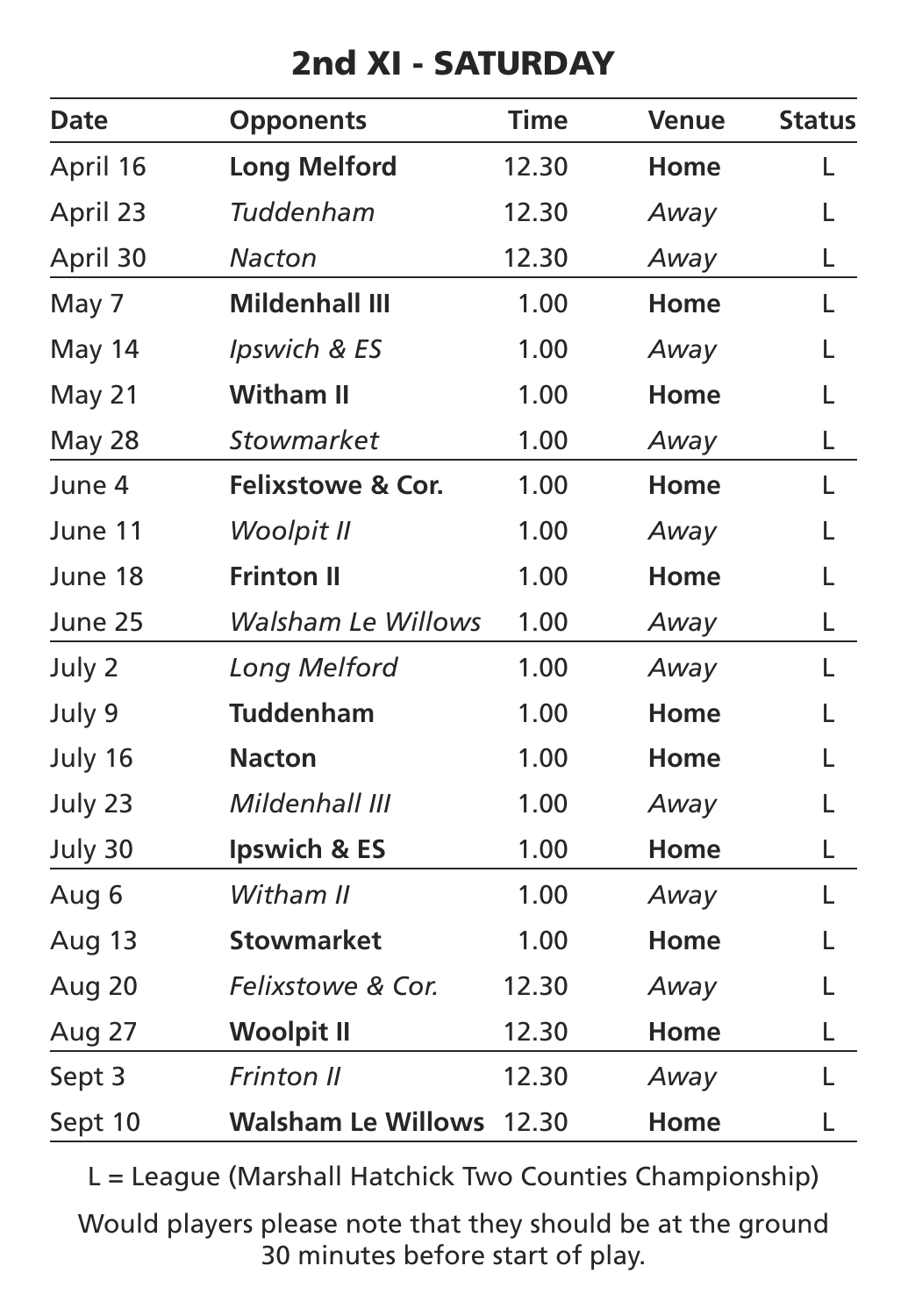## 2nd XI - SATURDAY

| Date | Opponents | Time | Venue | Status |
|---|---|---|---|---|
| April 16 | **Long Melford** | 12.30 | **Home** | L |
| April 23 | *Tuddenham* | 12.30 | *Away* | L |
| April 30 | *Nacton* | 12.30 | *Away* | L |
| May 7 | **Mildenhall III** | 1.00 | **Home** | L |
| May 14 | *Ipswich & ES* | 1.00 | *Away* | L |
| May 21 | **Witham II** | 1.00 | **Home** | L |
| May 28 | *Stowmarket* | 1.00 | *Away* | L |
| June 4 | **Felixstowe & Cor.** | 1.00 | **Home** | L |
| June 11 | *Woolpit II* | 1.00 | *Away* | L |
| June 18 | **Frinton II** | 1.00 | **Home** | L |
| June 25 | *Walsham Le Willows* | 1.00 | *Away* | L |
| July 2 | *Long Melford* | 1.00 | *Away* | L |
| July 9 | **Tuddenham** | 1.00 | **Home** | L |
| July 16 | **Nacton** | 1.00 | **Home** | L |
| July 23 | *Mildenhall III* | 1.00 | *Away* | L |
| July 30 | **Ipswich & ES** | 1.00 | **Home** | L |
| Aug 6 | *Witham II* | 1.00 | *Away* | L |
| Aug 13 | **Stowmarket** | 1.00 | **Home** | L |
| Aug 20 | *Felixstowe & Cor.* | 12.30 | *Away* | L |
| Aug 27 | **Woolpit II** | 12.30 | **Home** | L |
| Sept 3 | *Frinton II* | 12.30 | *Away* | L |
| Sept 10 | **Walsham Le Willows** | 12.30 | **Home** | L |

L = League (Marshall Hatchick Two Counties Championship)

Would players please note that they should be at the ground 30 minutes before start of play.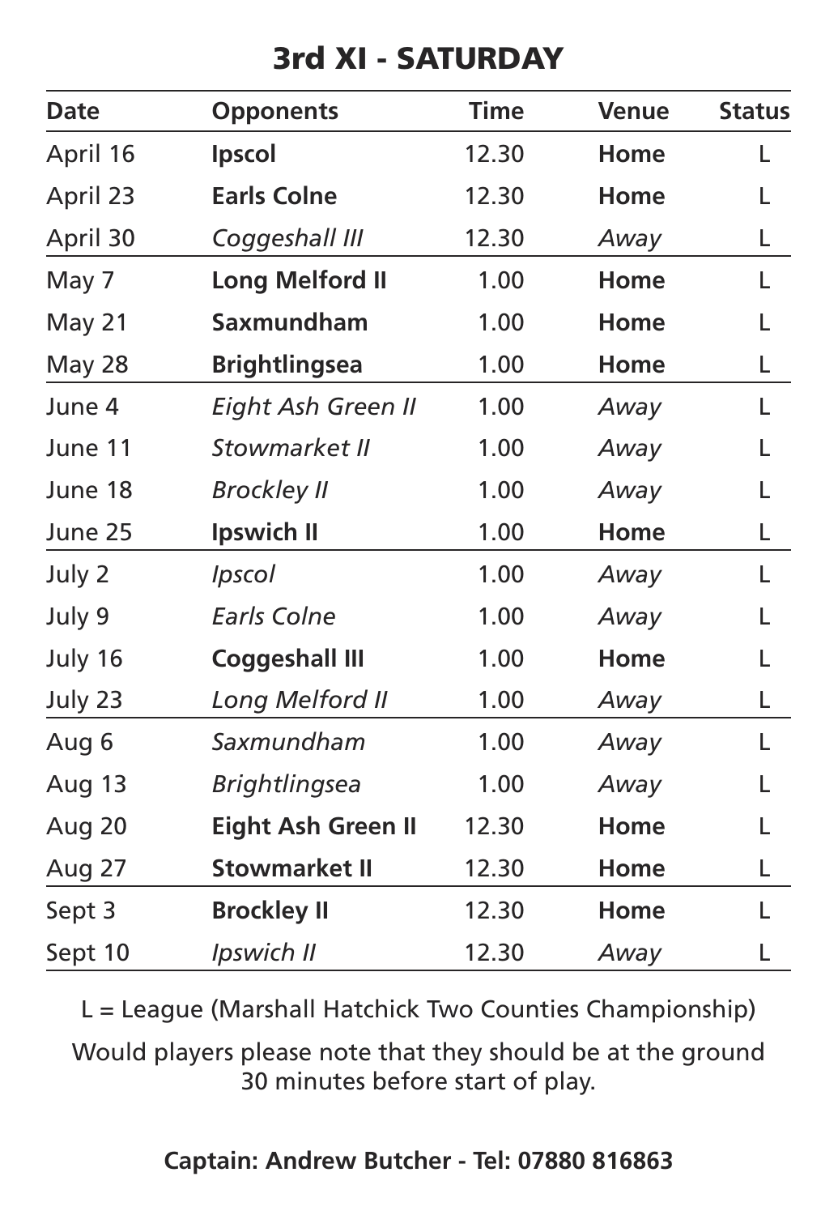# 3rd XI - SATURDAY

| Date | Opponents | Time | Venue | Status |
|---|---|---|---|---|
| April 16 | **Ipscol** | 12.30 | **Home** | L |
| April 23 | **Earls Colne** | 12.30 | **Home** | L |
| April 30 | *Coggeshall III* | 12.30 | *Away* | L |
| May 7 | **Long Melford II** | 1.00 | **Home** | L |
| May 21 | **Saxmundham** | 1.00 | **Home** | L |
| May 28 | **Brightlingsea** | 1.00 | **Home** | L |
| June 4 | *Eight Ash Green II* | 1.00 | *Away* | L |
| June 11 | *Stowmarket II* | 1.00 | *Away* | L |
| June 18 | *Brockley II* | 1.00 | *Away* | L |
| June 25 | **Ipswich II** | 1.00 | **Home** | L |
| July 2 | *Ipscol* | 1.00 | *Away* | L |
| July 9 | *Earls Colne* | 1.00 | *Away* | L |
| July 16 | **Coggeshall III** | 1.00 | **Home** | L |
| July 23 | *Long Melford II* | 1.00 | *Away* | L |
| Aug 6 | *Saxmundham* | 1.00 | *Away* | L |
| Aug 13 | *Brightlingsea* | 1.00 | *Away* | L |
| Aug 20 | **Eight Ash Green II** | 12.30 | **Home** | L |
| Aug 27 | **Stowmarket II** | 12.30 | **Home** | L |
| Sept 3 | **Brockley II** | 12.30 | **Home** | L |
| Sept 10 | *Ipswich II* | 12.30 | *Away* | L |

L = League (Marshall Hatchick Two Counties Championship)

Would players please note that they should be at the ground 30 minutes before start of play.

**Captain: Andrew Butcher - Tel: 07880 816863**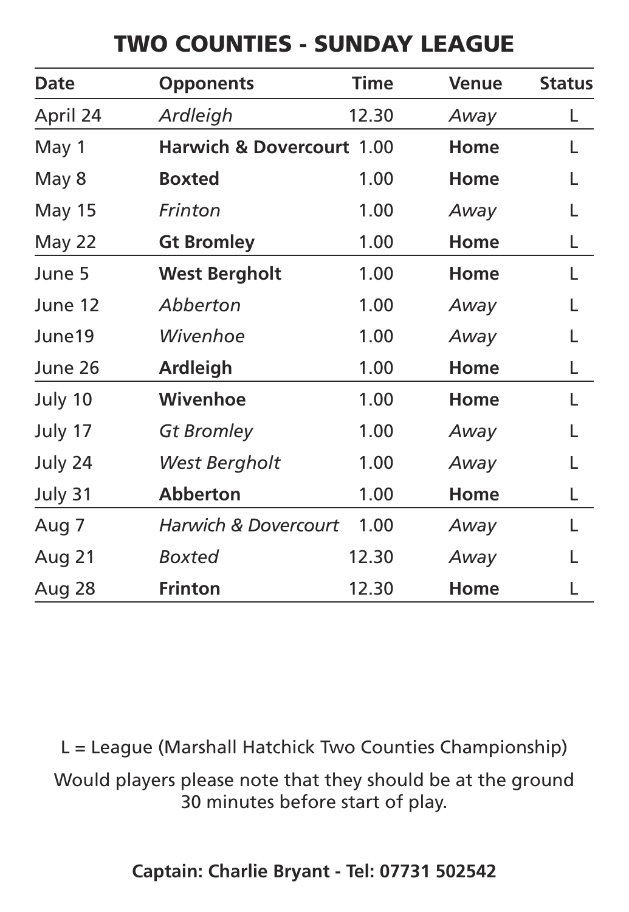# TWO COUNTIES - SUNDAY LEAGUE

| Date | Opponents | Time | Venue | Status |
|---|---|---|---|---|
| April 24 | *Ardleigh* | 12.30 | *Away* | L |
| May 1 | **Harwich & Dovercourt** | 1.00 | **Home** | L |
| May 8 | **Boxted** | 1.00 | **Home** | L |
| May 15 | *Frinton* | 1.00 | *Away* | L |
| May 22 | **Gt Bromley** | 1.00 | **Home** | L |
| June 5 | **West Bergholt** | 1.00 | **Home** | L |
| June 12 | *Abberton* | 1.00 | *Away* | L |
| June19 | *Wivenhoe* | 1.00 | *Away* | L |
| June 26 | **Ardleigh** | 1.00 | **Home** | L |
| July 10 | **Wivenhoe** | 1.00 | **Home** | L |
| July 17 | *Gt Bromley* | 1.00 | *Away* | L |
| July 24 | *West Bergholt* | 1.00 | *Away* | L |
| July 31 | **Abberton** | 1.00 | **Home** | L |
| Aug 7 | *Harwich & Dovercourt* | 1.00 | *Away* | L |
| Aug 21 | *Boxted* | 12.30 | *Away* | L |
| Aug 28 | **Frinton** | 12.30 | **Home** | L |

L = League (Marshall Hatchick Two Counties Championship)

Would players please note that they should be at the ground 30 minutes before start of play.

**Captain: Charlie Bryant - Tel: 07731 502542**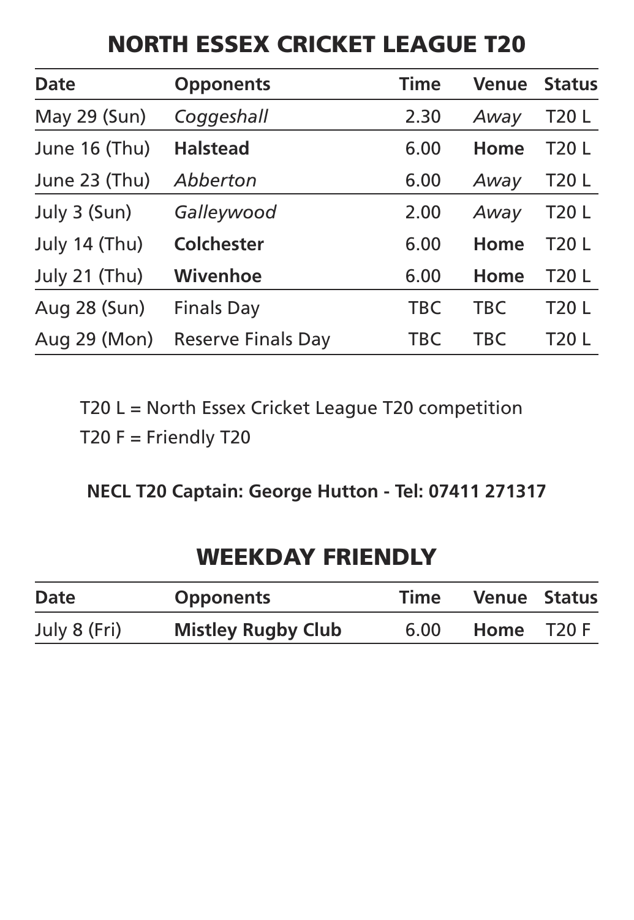# NORTH ESSEX CRICKET LEAGUE T20

| Date | Opponents | Time | Venue | Status |
|---|---|---|---|---|
| May 29 (Sun) | *Coggeshall* | 2.30 | *Away* | T20 L |
| June 16 (Thu) | **Halstead** | 6.00 | **Home** | T20 L |
| June 23 (Thu) | *Abberton* | 6.00 | *Away* | T20 L |
| July 3 (Sun) | *Galleywood* | 2.00 | *Away* | T20 L |
| July 14 (Thu) | **Colchester** | 6.00 | **Home** | T20 L |
| July 21 (Thu) | **Wivenhoe** | 6.00 | **Home** | T20 L |
| Aug 28 (Sun) | Finals Day | TBC | TBC | T20 L |
| Aug 29 (Mon) | Reserve Finals Day | TBC | TBC | T20 L |

T20 L = North Essex Cricket League T20 competition

T20 F = Friendly T20

**NECL T20 Captain: George Hutton - Tel: 07411 271317**

# WEEKDAY FRIENDLY

| Date | Opponents | Time | Venue | Status |
|---|---|---|---|---|
| July 8 (Fri) | **Mistley Rugby Club** | 6.00 | **Home** | T20 F |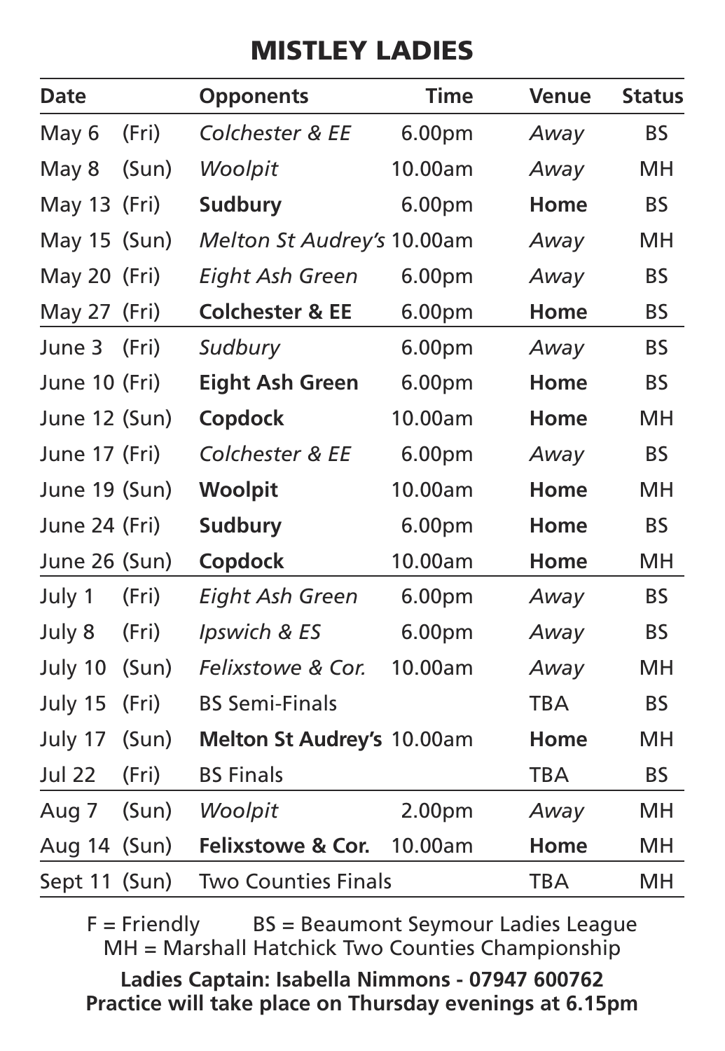# MISTLEY LADIES

| Date | | Opponents | Time | Venue | Status |
|---|---|---|---|---|---|
| May 6 | (Fri) | *Colchester & EE* | 6.00pm | *Away* | BS |
| May 8 | (Sun) | *Woolpit* | 10.00am | *Away* | MH |
| May 13 | (Fri) | **Sudbury** | 6.00pm | **Home** | BS |
| May 15 | (Sun) | *Melton St Audrey's* | 10.00am | *Away* | MH |
| May 20 | (Fri) | *Eight Ash Green* | 6.00pm | *Away* | BS |
| May 27 | (Fri) | **Colchester & EE** | 6.00pm | **Home** | BS |
| June 3 | (Fri) | *Sudbury* | 6.00pm | *Away* | BS |
| June 10 | (Fri) | **Eight Ash Green** | 6.00pm | **Home** | BS |
| June 12 | (Sun) | **Copdock** | 10.00am | **Home** | MH |
| June 17 | (Fri) | *Colchester & EE* | 6.00pm | *Away* | BS |
| June 19 | (Sun) | **Woolpit** | 10.00am | **Home** | MH |
| June 24 | (Fri) | **Sudbury** | 6.00pm | **Home** | BS |
| June 26 | (Sun) | **Copdock** | 10.00am | **Home** | MH |
| July 1 | (Fri) | *Eight Ash Green* | 6.00pm | *Away* | BS |
| July 8 | (Fri) | *Ipswich & ES* | 6.00pm | *Away* | BS |
| July 10 | (Sun) | *Felixstowe & Cor.* | 10.00am | *Away* | MH |
| July 15 | (Fri) | BS Semi-Finals | | TBA | BS |
| July 17 | (Sun) | **Melton St Audrey's** | 10.00am | **Home** | MH |
| Jul 22 | (Fri) | BS Finals | | TBA | BS |
| Aug 7 | (Sun) | *Woolpit* | 2.00pm | *Away* | MH |
| Aug 14 | (Sun) | **Felixstowe & Cor.** | 10.00am | **Home** | MH |
| Sept 11 | (Sun) | Two Counties Finals | | TBA | MH |

F = Friendly BS = Beaumont Seymour Ladies League
MH = Marshall Hatchick Two Counties Championship

**Ladies Captain: Isabella Nimmons - 07947 600762**
**Practice will take place on Thursday evenings at 6.15pm**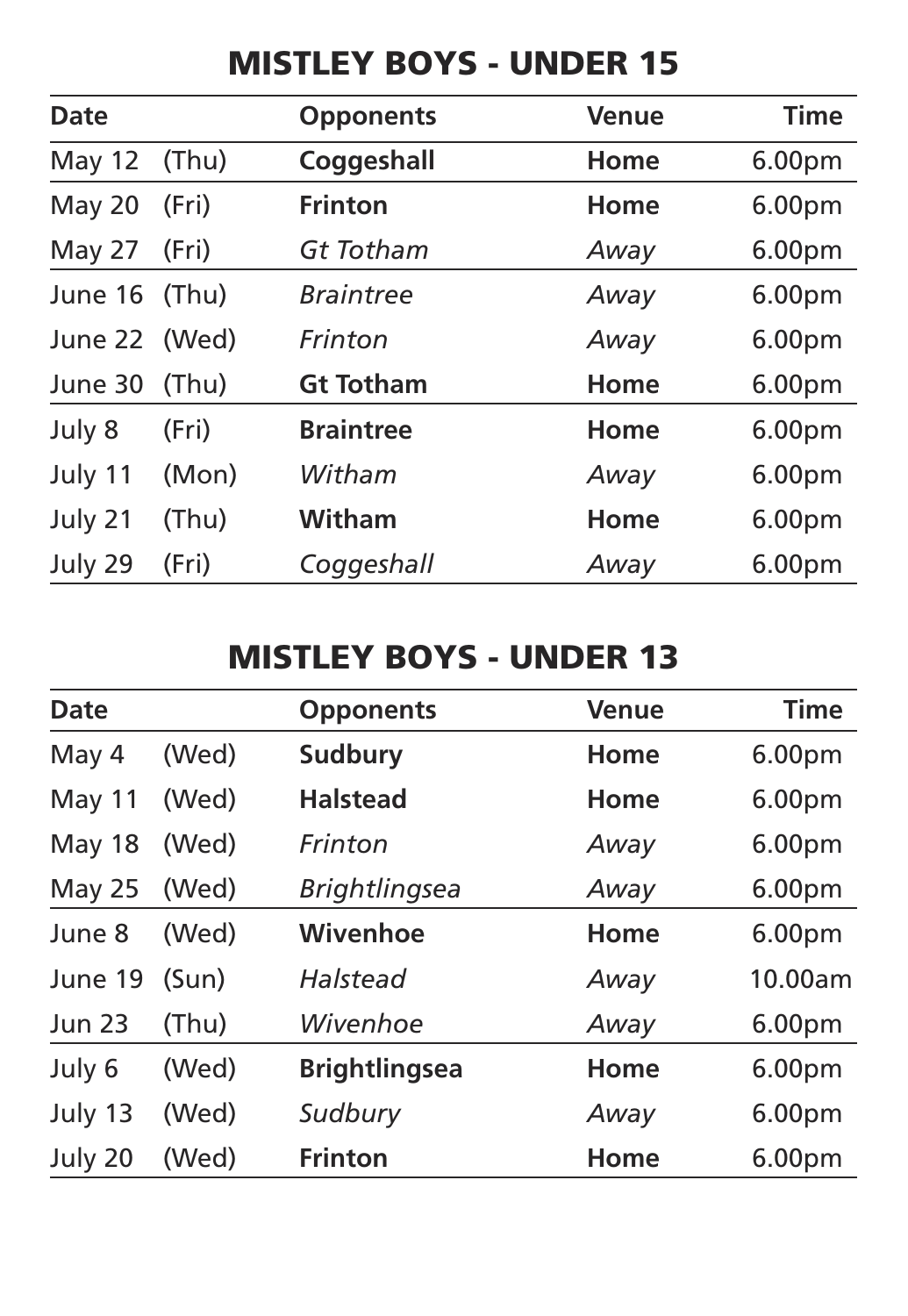## MISTLEY BOYS - UNDER 15

| Date | | Opponents | Venue | Time |
|---|---|---|---|---|
| May 12 | (Thu) | **Coggeshall** | **Home** | 6.00pm |
| May 20 | (Fri) | **Frinton** | **Home** | 6.00pm |
| May 27 | (Fri) | *Gt Totham* | *Away* | 6.00pm |
| June 16 | (Thu) | *Braintree* | *Away* | 6.00pm |
| June 22 | (Wed) | *Frinton* | *Away* | 6.00pm |
| June 30 | (Thu) | **Gt Totham** | **Home** | 6.00pm |
| July 8 | (Fri) | **Braintree** | **Home** | 6.00pm |
| July 11 | (Mon) | *Witham* | *Away* | 6.00pm |
| July 21 | (Thu) | **Witham** | **Home** | 6.00pm |
| July 29 | (Fri) | *Coggeshall* | *Away* | 6.00pm |

## MISTLEY BOYS - UNDER 13

| Date | | Opponents | Venue | Time |
|---|---|---|---|---|
| May 4 | (Wed) | **Sudbury** | **Home** | 6.00pm |
| May 11 | (Wed) | **Halstead** | **Home** | 6.00pm |
| May 18 | (Wed) | *Frinton* | *Away* | 6.00pm |
| May 25 | (Wed) | *Brightlingsea* | *Away* | 6.00pm |
| June 8 | (Wed) | **Wivenhoe** | **Home** | 6.00pm |
| June 19 | (Sun) | *Halstead* | *Away* | 10.00am |
| Jun 23 | (Thu) | *Wivenhoe* | *Away* | 6.00pm |
| July 6 | (Wed) | **Brightlingsea** | **Home** | 6.00pm |
| July 13 | (Wed) | *Sudbury* | *Away* | 6.00pm |
| July 20 | (Wed) | **Frinton** | **Home** | 6.00pm |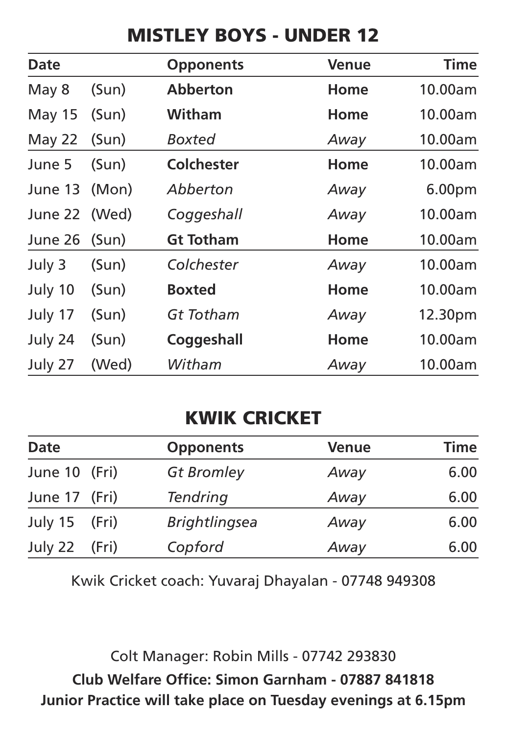## MISTLEY BOYS - UNDER 12

| Date | | Opponents | Venue | Time |
|---|---|---|---|---|
| May 8 | (Sun) | **Abberton** | **Home** | 10.00am |
| May 15 | (Sun) | **Witham** | **Home** | 10.00am |
| May 22 | (Sun) | *Boxted* | *Away* | 10.00am |
| June 5 | (Sun) | **Colchester** | **Home** | 10.00am |
| June 13 | (Mon) | *Abberton* | *Away* | 6.00pm |
| June 22 | (Wed) | *Coggeshall* | *Away* | 10.00am |
| June 26 | (Sun) | **Gt Totham** | **Home** | 10.00am |
| July 3 | (Sun) | *Colchester* | *Away* | 10.00am |
| July 10 | (Sun) | **Boxted** | **Home** | 10.00am |
| July 17 | (Sun) | *Gt Totham* | *Away* | 12.30pm |
| July 24 | (Sun) | **Coggeshall** | **Home** | 10.00am |
| July 27 | (Wed) | *Witham* | *Away* | 10.00am |

## KWIK CRICKET

| Date | | Opponents | Venue | Time |
|---|---|---|---|---|
| June 10 | (Fri) | *Gt Bromley* | *Away* | 6.00 |
| June 17 | (Fri) | *Tendring* | *Away* | 6.00 |
| July 15 | (Fri) | *Brightlingsea* | *Away* | 6.00 |
| July 22 | (Fri) | *Copford* | *Away* | 6.00 |

Kwik Cricket coach: Yuvaraj Dhayalan - 07748 949308

Colt Manager: Robin Mills - 07742 293830

**Club Welfare Office: Simon Garnham - 07887 841818**

**Junior Practice will take place on Tuesday evenings at 6.15pm**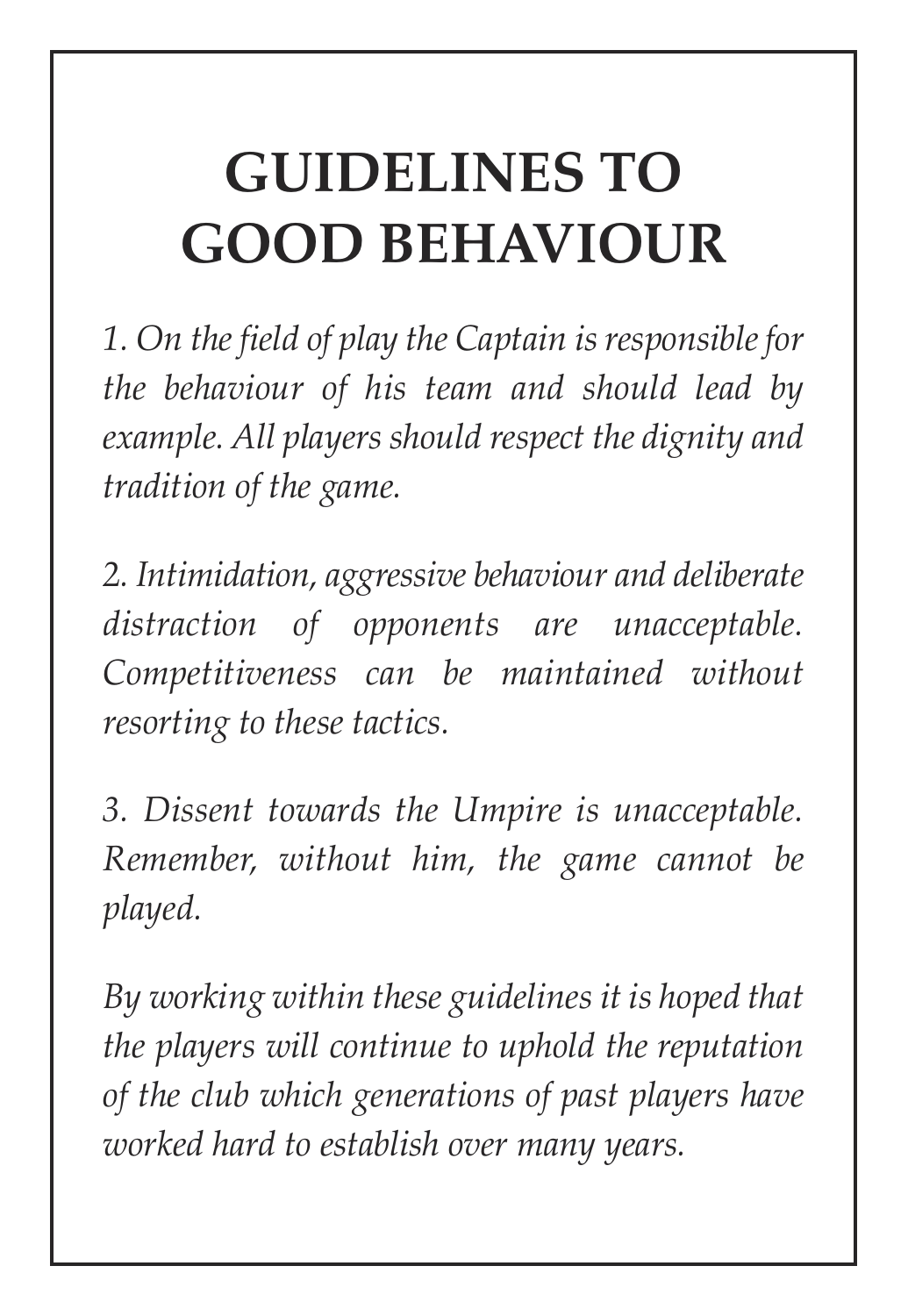# GUIDELINES TO GOOD BEHAVIOUR

*1. On the field of play the Captain is responsible for the behaviour of his team and should lead by example. All players should respect the dignity and tradition of the game.*

*2. Intimidation, aggressive behaviour and deliberate distraction of opponents are unacceptable. Competitiveness can be maintained without resorting to these tactics.*

*3. Dissent towards the Umpire is unacceptable. Remember, without him, the game cannot be played.*

*By working within these guidelines it is hoped that the players will continue to uphold the reputation of the club which generations of past players have worked hard to establish over many years.*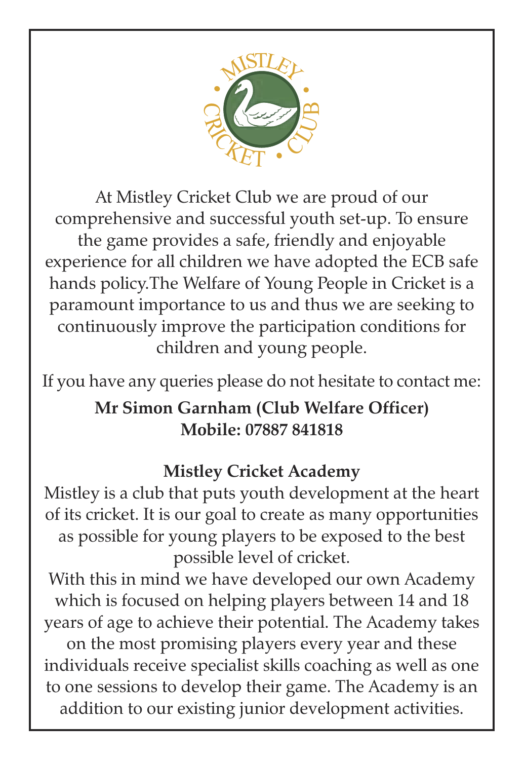At Mistley Cricket Club we are proud of our comprehensive and successful youth set-up. To ensure the game provides a safe, friendly and enjoyable experience for all children we have adopted the ECB safe hands policy.The Welfare of Young People in Cricket is a paramount importance to us and thus we are seeking to continuously improve the participation conditions for children and young people.

If you have any queries please do not hesitate to contact me:

**Mr Simon Garnham (Club Welfare Officer)**
**Mobile: 07887 841818**

## Mistley Cricket Academy

Mistley is a club that puts youth development at the heart of its cricket. It is our goal to create as many opportunities as possible for young players to be exposed to the best possible level of cricket.

With this in mind we have developed our own Academy which is focused on helping players between 14 and 18 years of age to achieve their potential. The Academy takes on the most promising players every year and these individuals receive specialist skills coaching as well as one to one sessions to develop their game. The Academy is an addition to our existing junior development activities.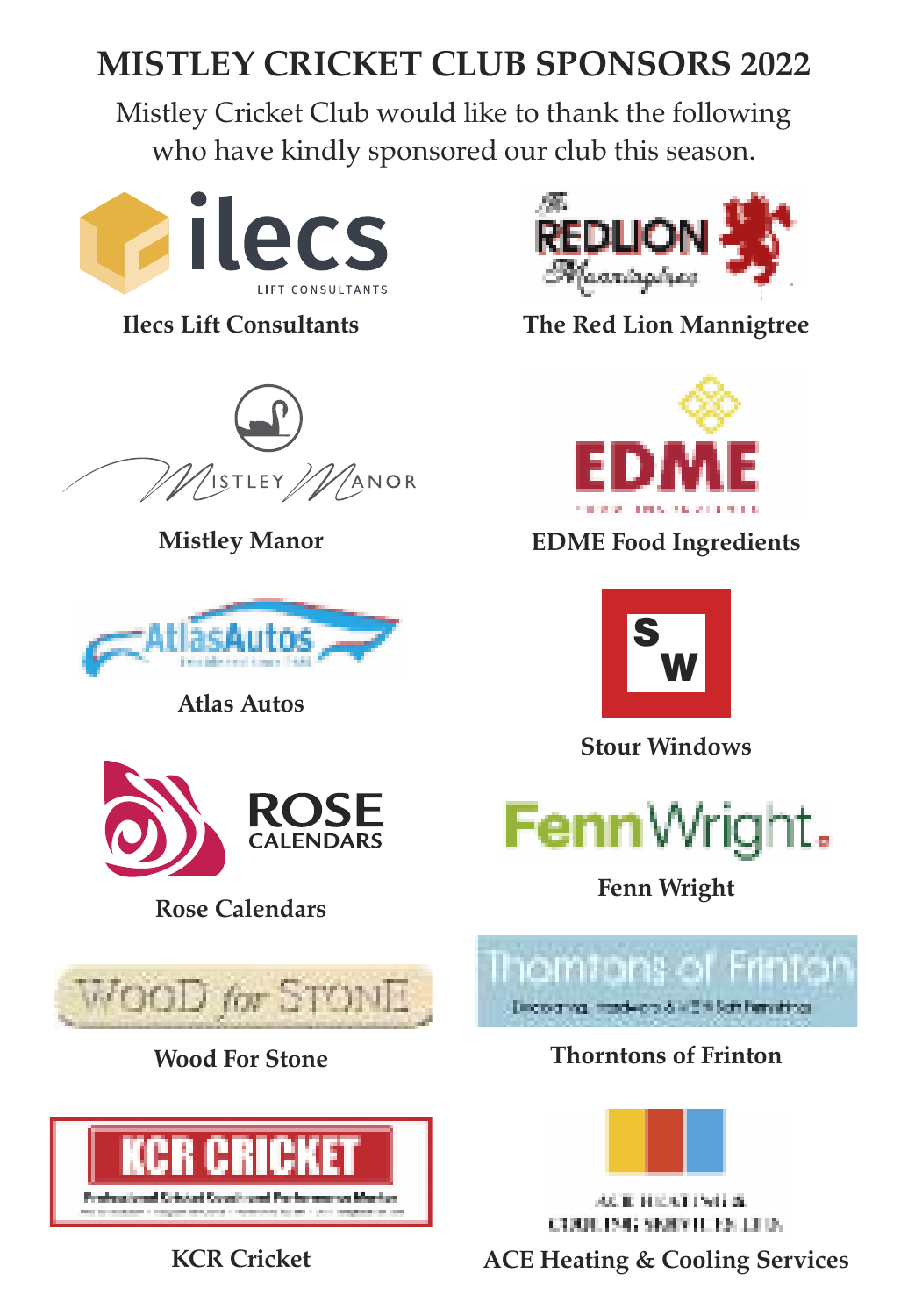# MISTLEY CRICKET CLUB SPONSORS 2022

Mistley Cricket Club would like to thank the following who have kindly sponsored our club this season.

**Ilecs Lift Consultants**

**The Red Lion Mannigtree**

**Mistley Manor**

**EDME Food Ingredients**

**Atlas Autos**

**Stour Windows**

**Rose Calendars**

**Fenn Wright**

**Wood For Stone**

**Thorntons of Frinton**

**KCR Cricket**

**ACE Heating & Cooling Services**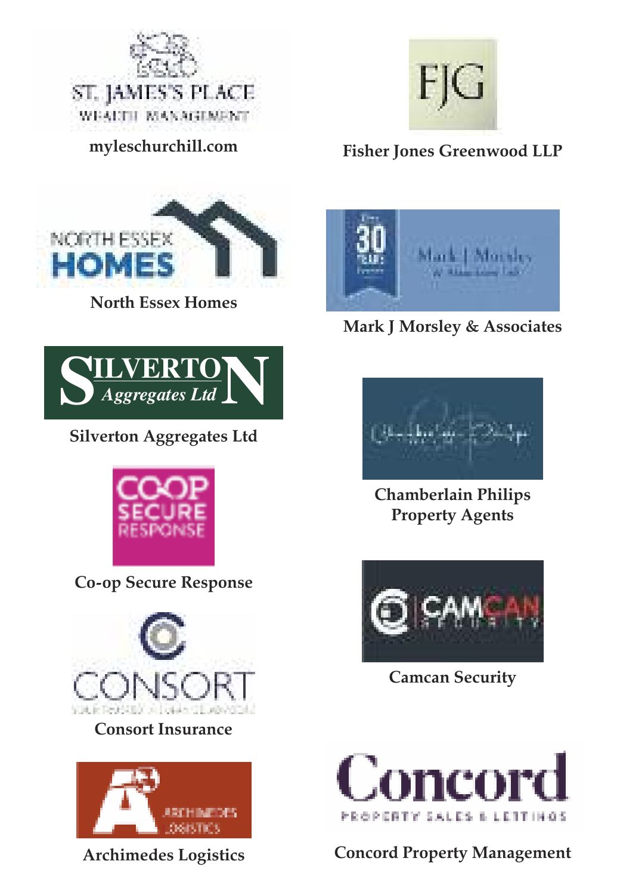myleschurchill.com

Fisher Jones Greenwood LLP

North Essex Homes

Mark J Morsley & Associates

Silverton Aggregates Ltd

Chamberlain Philips Property Agents

Co-op Secure Response

Camcan Security

Consort Insurance

Archimedes Logistics

Concord Property Management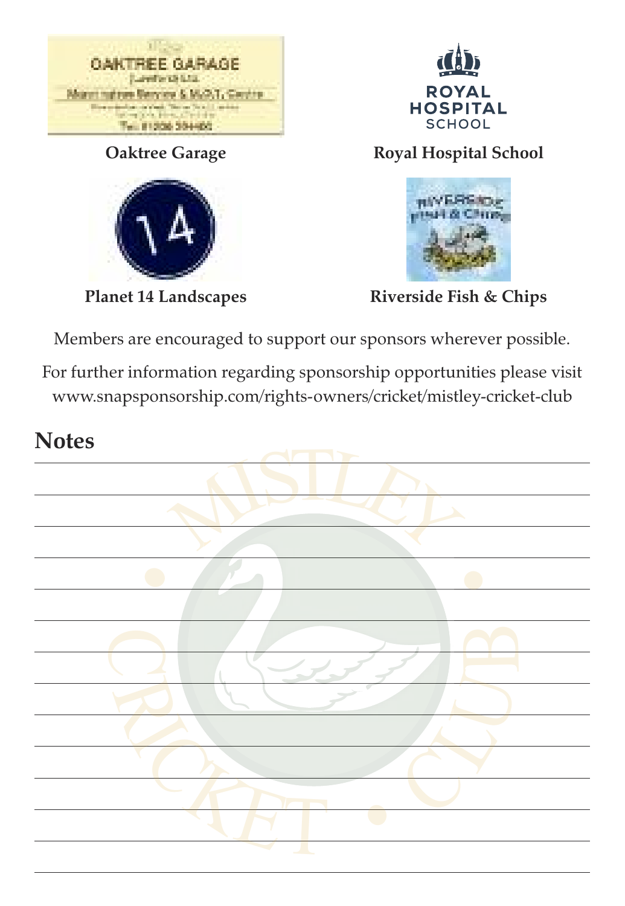Oaktree Garage

Royal Hospital School

Planet 14 Landscapes

Riverside Fish & Chips

Members are encouraged to support our sponsors wherever possible.

For further information regarding sponsorship opportunities please visit www.snapsponsorship.com/rights-owners/cricket/mistley-cricket-club

## Notes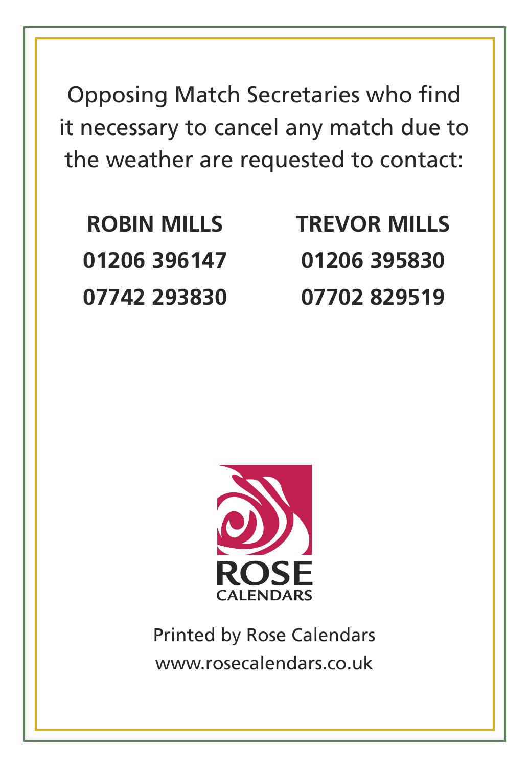Opposing Match Secretaries who find it necessary to cancel any match due to the weather are requested to contact:

| | |
|---|---|
| **ROBIN MILLS** | **TREVOR MILLS** |
| **01206 396147** | **01206 395830** |
| **07742 293830** | **07702 829519** |

ROSE
CALENDARS

Printed by Rose Calendars
www.rosecalendars.co.uk